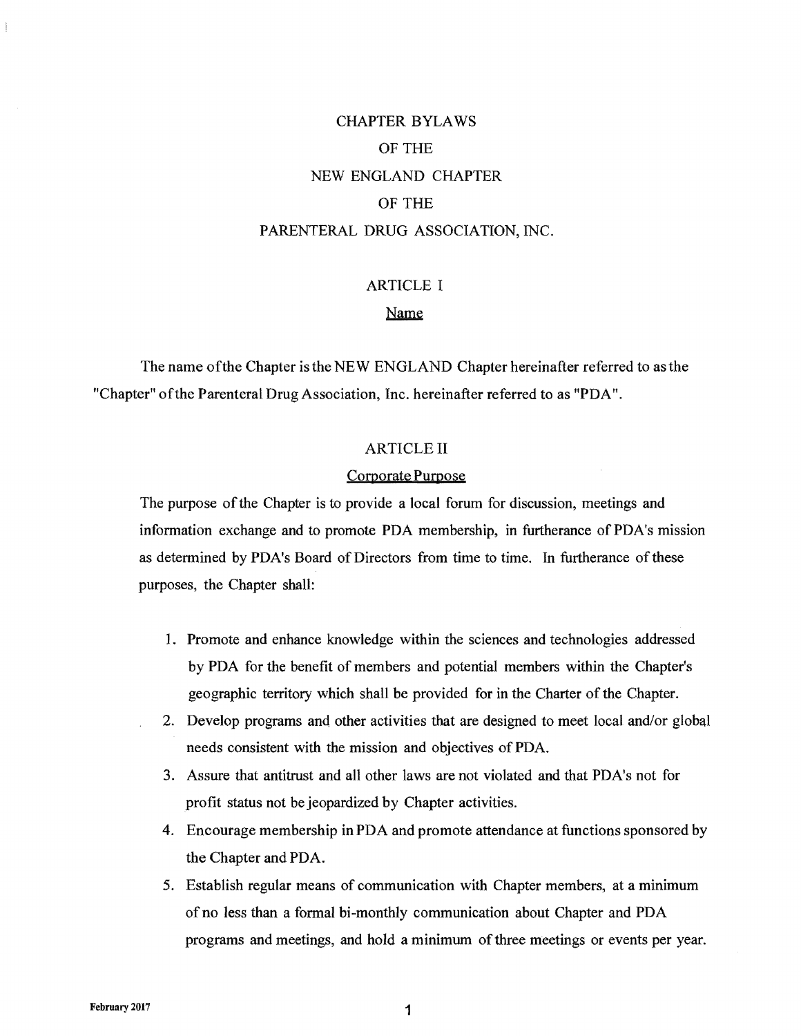# CHAPTER BYLAWS
# OF THE
# NEW ENGLAND CHAPTER
# OF THE
# PARENTERAL DRUG ASSOCIATION, INC.

## ARTICLE I

### Name

The name of the Chapter is the NEW ENGLAND Chapter hereinafter referred to as the "Chapter" of the Parenteral Drug Association, Inc. hereinafter referred to as "PDA".

## ARTICLE II

### Corporate Purpose

The purpose of the Chapter is to provide a local forum for discussion, meetings and information exchange and to promote PDA membership, in furtherance of PDA's mission as determined by PDA's Board of Directors from time to time. In furtherance of these purposes, the Chapter shall:

1. Promote and enhance knowledge within the sciences and technologies addressed by PDA for the benefit of members and potential members within the Chapter's geographic territory which shall be provided for in the Charter of the Chapter.
2. Develop programs and other activities that are designed to meet local and/or global needs consistent with the mission and objectives of PDA.
3. Assure that antitrust and all other laws are not violated and that PDA's not for profit status not be jeopardized by Chapter activities.
4. Encourage membership in PDA and promote attendance at functions sponsored by the Chapter and PDA.
5. Establish regular means of communication with Chapter members, at a minimum of no less than a formal bi-monthly communication about Chapter and PDA programs and meetings, and hold a minimum of three meetings or events per year.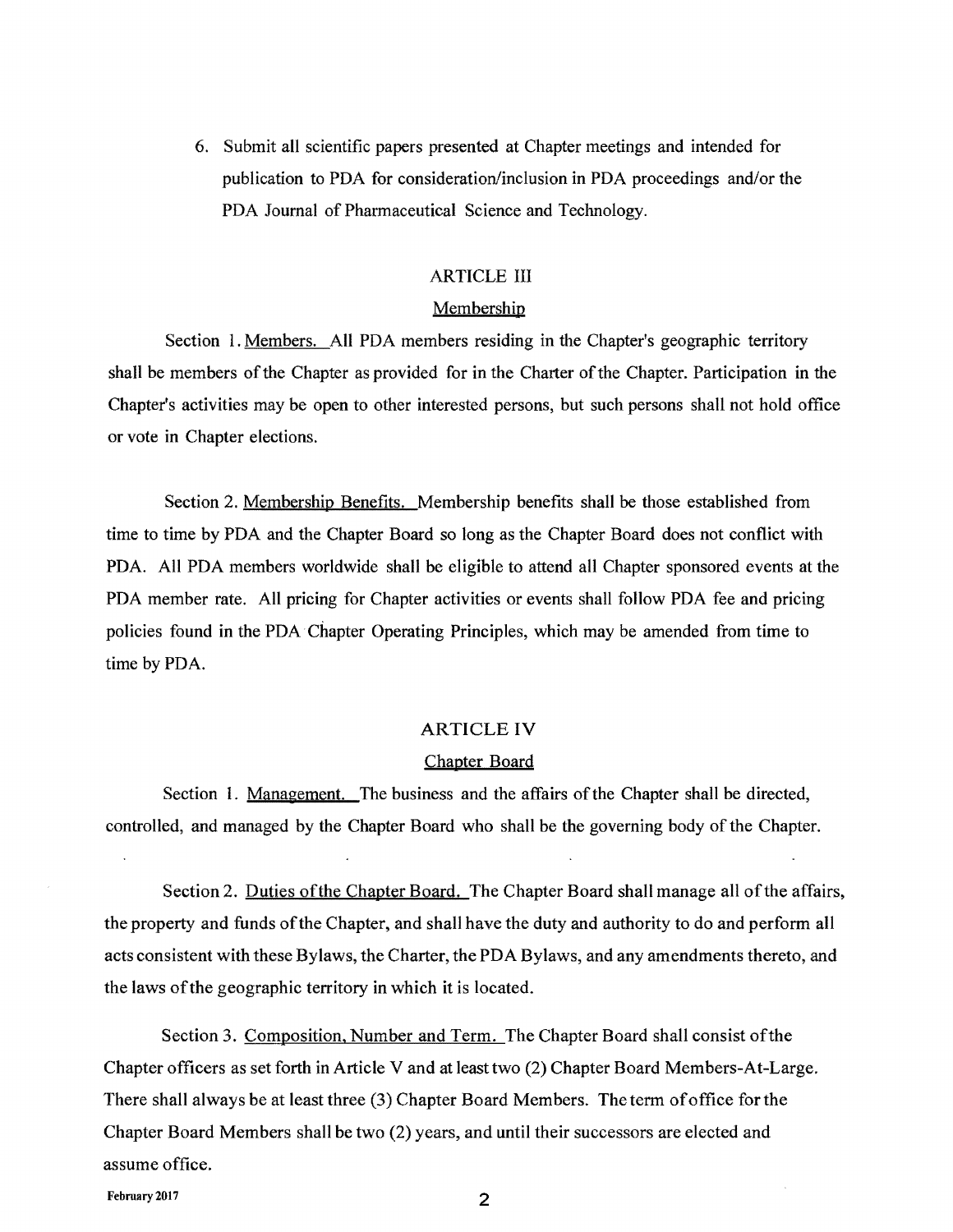6. Submit all scientific papers presented at Chapter meetings and intended for publication to PDA for consideration/inclusion in PDA proceedings and/or the PDA Journal of Pharmaceutical Science and Technology.

## ARTICLE III

### Membership

Section 1. Members. All PDA members residing in the Chapter's geographic territory shall be members of the Chapter as provided for in the Charter of the Chapter. Participation in the Chapter's activities may be open to other interested persons, but such persons shall not hold office or vote in Chapter elections.

Section 2. Membership Benefits. Membership benefits shall be those established from time to time by PDA and the Chapter Board so long as the Chapter Board does not conflict with PDA. All PDA members worldwide shall be eligible to attend all Chapter sponsored events at the PDA member rate. All pricing for Chapter activities or events shall follow PDA fee and pricing policies found in the PDA Chapter Operating Principles, which may be amended from time to time by PDA.

## ARTICLE IV

### Chapter Board

Section 1. Management. The business and the affairs of the Chapter shall be directed, controlled, and managed by the Chapter Board who shall be the governing body of the Chapter.

Section 2. Duties of the Chapter Board. The Chapter Board shall manage all of the affairs, the property and funds of the Chapter, and shall have the duty and authority to do and perform all acts consistent with these Bylaws, the Charter, the PDA Bylaws, and any amendments thereto, and the laws of the geographic territory in which it is located.

Section 3. Composition, Number and Term. The Chapter Board shall consist of the Chapter officers as set forth in Article V and at least two (2) Chapter Board Members-At-Large. There shall always be at least three (3) Chapter Board Members. The term of office for the Chapter Board Members shall be two (2) years, and until their successors are elected and assume office.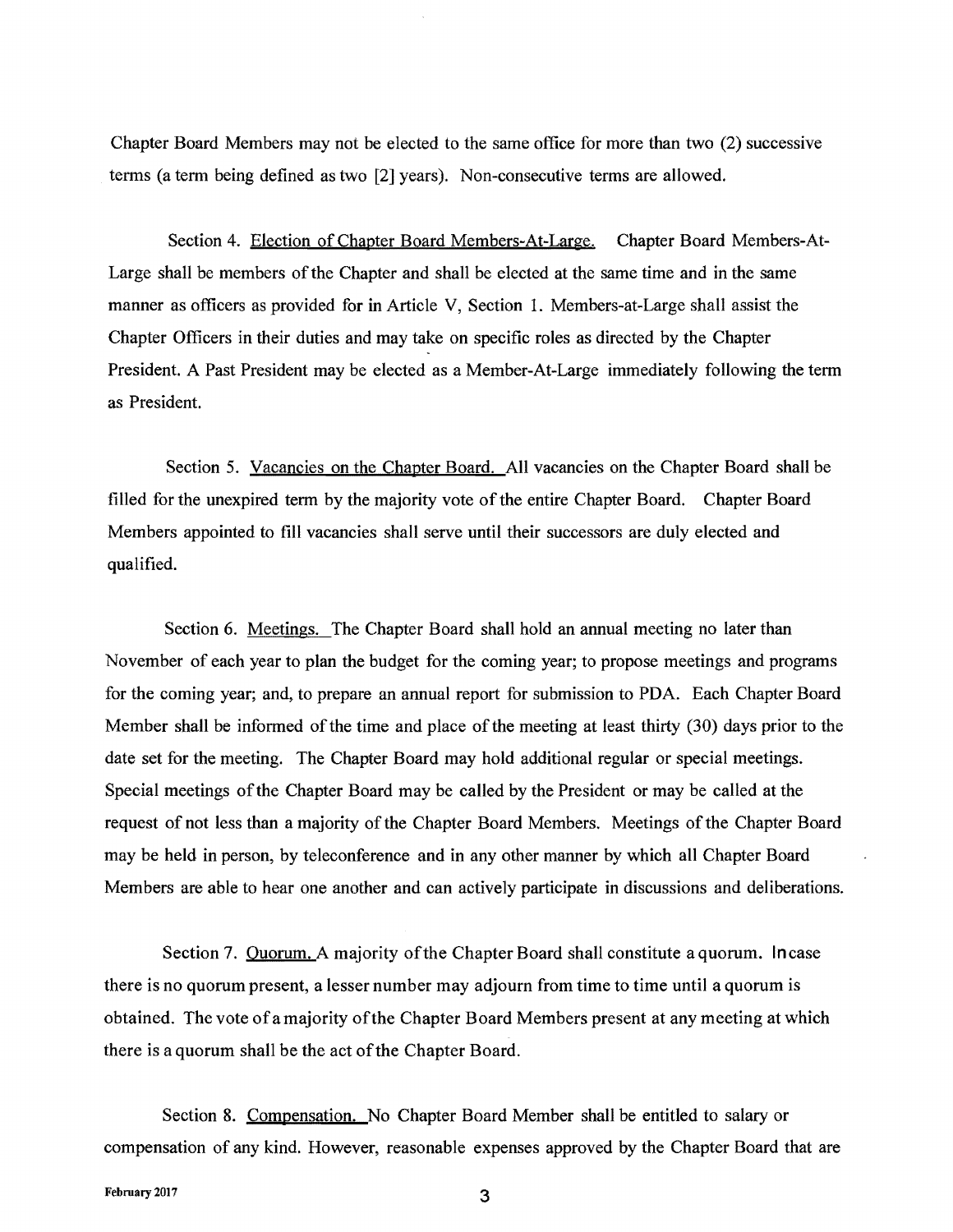Chapter Board Members may not be elected to the same office for more than two (2) successive terms (a term being defined as two [2] years). Non-consecutive terms are allowed.

Section 4. Election of Chapter Board Members-At-Large. Chapter Board Members-At-Large shall be members of the Chapter and shall be elected at the same time and in the same manner as officers as provided for in Article V, Section 1. Members-at-Large shall assist the Chapter Officers in their duties and may take on specific roles as directed by the Chapter President. A Past President may be elected as a Member-At-Large immediately following the term as President.

Section 5. Vacancies on the Chapter Board. All vacancies on the Chapter Board shall be filled for the unexpired term by the majority vote of the entire Chapter Board. Chapter Board Members appointed to fill vacancies shall serve until their successors are duly elected and qualified.

Section 6. Meetings. The Chapter Board shall hold an annual meeting no later than November of each year to plan the budget for the coming year; to propose meetings and programs for the coming year; and, to prepare an annual report for submission to PDA. Each Chapter Board Member shall be informed of the time and place of the meeting at least thirty (30) days prior to the date set for the meeting. The Chapter Board may hold additional regular or special meetings. Special meetings of the Chapter Board may be called by the President or may be called at the request of not less than a majority of the Chapter Board Members. Meetings of the Chapter Board may be held in person, by teleconference and in any other manner by which all Chapter Board Members are able to hear one another and can actively participate in discussions and deliberations.

Section 7. Quorum. A majority of the Chapter Board shall constitute a quorum. In case there is no quorum present, a lesser number may adjourn from time to time until a quorum is obtained. The vote of a majority of the Chapter Board Members present at any meeting at which there is a quorum shall be the act of the Chapter Board.

Section 8. Compensation. No Chapter Board Member shall be entitled to salary or compensation of any kind. However, reasonable expenses approved by the Chapter Board that are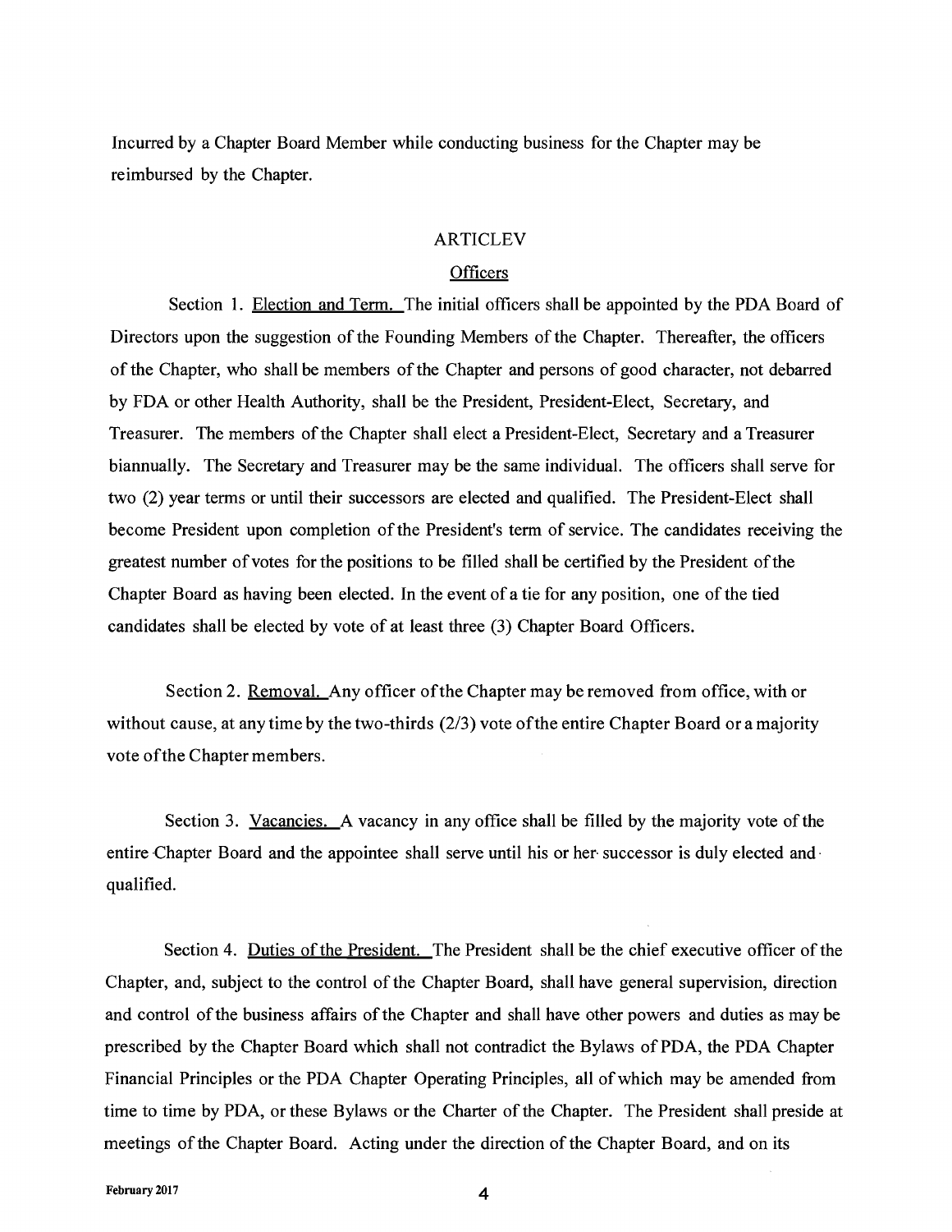Incurred by a Chapter Board Member while conducting business for the Chapter may be reimbursed by the Chapter.

## ARTICLEV

### Officers

Section 1. Election and Term. The initial officers shall be appointed by the PDA Board of Directors upon the suggestion of the Founding Members of the Chapter. Thereafter, the officers of the Chapter, who shall be members of the Chapter and persons of good character, not debarred by FDA or other Health Authority, shall be the President, President-Elect, Secretary, and Treasurer. The members of the Chapter shall elect a President-Elect, Secretary and a Treasurer biannually. The Secretary and Treasurer may be the same individual. The officers shall serve for two (2) year terms or until their successors are elected and qualified. The President-Elect shall become President upon completion of the President's term of service. The candidates receiving the greatest number of votes for the positions to be filled shall be certified by the President of the Chapter Board as having been elected. In the event of a tie for any position, one of the tied candidates shall be elected by vote of at least three (3) Chapter Board Officers.

Section 2. Removal. Any officer of the Chapter may be removed from office, with or without cause, at any time by the two-thirds (2/3) vote of the entire Chapter Board or a majority vote of the Chapter members.

Section 3. Vacancies. A vacancy in any office shall be filled by the majority vote of the entire Chapter Board and the appointee shall serve until his or her successor is duly elected and qualified.

Section 4. Duties of the President. The President shall be the chief executive officer of the Chapter, and, subject to the control of the Chapter Board, shall have general supervision, direction and control of the business affairs of the Chapter and shall have other powers and duties as may be prescribed by the Chapter Board which shall not contradict the Bylaws of PDA, the PDA Chapter Financial Principles or the PDA Chapter Operating Principles, all of which may be amended from time to time by PDA, or these Bylaws or the Charter of the Chapter. The President shall preside at meetings of the Chapter Board. Acting under the direction of the Chapter Board, and on its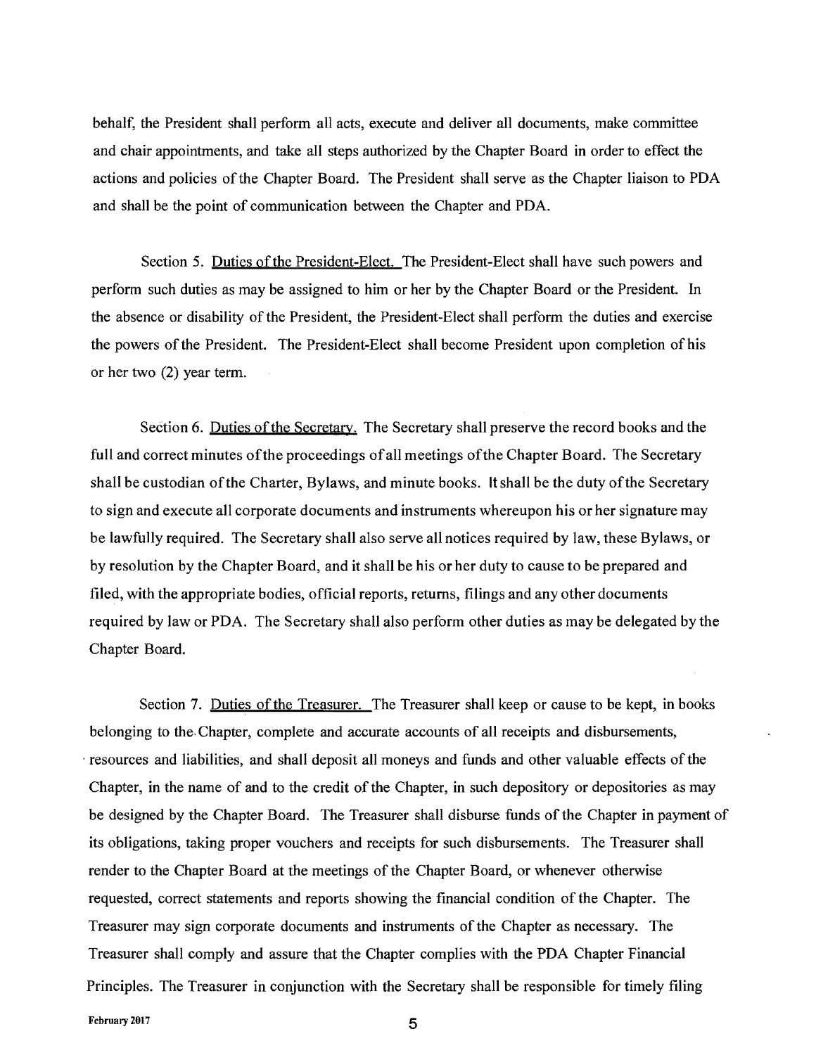behalf, the President shall perform all acts, execute and deliver all documents, make committee and chair appointments, and take all steps authorized by the Chapter Board in order to effect the actions and policies of the Chapter Board. The President shall serve as the Chapter liaison to PDA and shall be the point of communication between the Chapter and PDA.

Section 5. Duties of the President-Elect. The President-Elect shall have such powers and perform such duties as may be assigned to him or her by the Chapter Board or the President. In the absence or disability of the President, the President-Elect shall perform the duties and exercise the powers of the President. The President-Elect shall become President upon completion of his or her two (2) year term.

Section 6. Duties of the Secretary. The Secretary shall preserve the record books and the full and correct minutes of the proceedings of all meetings of the Chapter Board. The Secretary shall be custodian of the Charter, Bylaws, and minute books. It shall be the duty of the Secretary to sign and execute all corporate documents and instruments whereupon his or her signature may be lawfully required. The Secretary shall also serve all notices required by law, these Bylaws, or by resolution by the Chapter Board, and it shall be his or her duty to cause to be prepared and filed, with the appropriate bodies, official reports, returns, filings and any other documents required by law or PDA. The Secretary shall also perform other duties as may be delegated by the Chapter Board.

Section 7. Duties of the Treasurer. The Treasurer shall keep or cause to be kept, in books belonging to the Chapter, complete and accurate accounts of all receipts and disbursements, resources and liabilities, and shall deposit all moneys and funds and other valuable effects of the Chapter, in the name of and to the credit of the Chapter, in such depository or depositories as may be designed by the Chapter Board. The Treasurer shall disburse funds of the Chapter in payment of its obligations, taking proper vouchers and receipts for such disbursements. The Treasurer shall render to the Chapter Board at the meetings of the Chapter Board, or whenever otherwise requested, correct statements and reports showing the financial condition of the Chapter. The Treasurer may sign corporate documents and instruments of the Chapter as necessary. The Treasurer shall comply and assure that the Chapter complies with the PDA Chapter Financial Principles. The Treasurer in conjunction with the Secretary shall be responsible for timely filing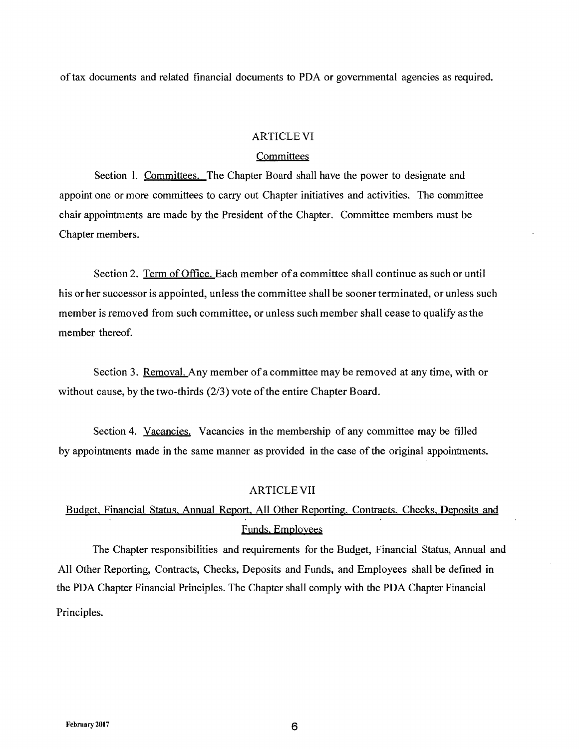of tax documents and related financial documents to PDA or governmental agencies as required.

## ARTICLE VI

### Committees

Section 1. Committees. The Chapter Board shall have the power to designate and appoint one or more committees to carry out Chapter initiatives and activities. The committee chair appointments are made by the President of the Chapter. Committee members must be Chapter members.

Section 2. Term of Office. Each member of a committee shall continue as such or until his or her successor is appointed, unless the committee shall be sooner terminated, or unless such member is removed from such committee, or unless such member shall cease to qualify as the member thereof.

Section 3. Removal. Any member of a committee may be removed at any time, with or without cause, by the two-thirds (2/3) vote of the entire Chapter Board.

Section 4. Vacancies. Vacancies in the membership of any committee may be filled by appointments made in the same manner as provided in the case of the original appointments.

## ARTICLE VII

### Budget, Financial Status, Annual Report, All Other Reporting, Contracts, Checks, Deposits and Funds, Employees

The Chapter responsibilities and requirements for the Budget, Financial Status, Annual and All Other Reporting, Contracts, Checks, Deposits and Funds, and Employees shall be defined in the PDA Chapter Financial Principles. The Chapter shall comply with the PDA Chapter Financial Principles.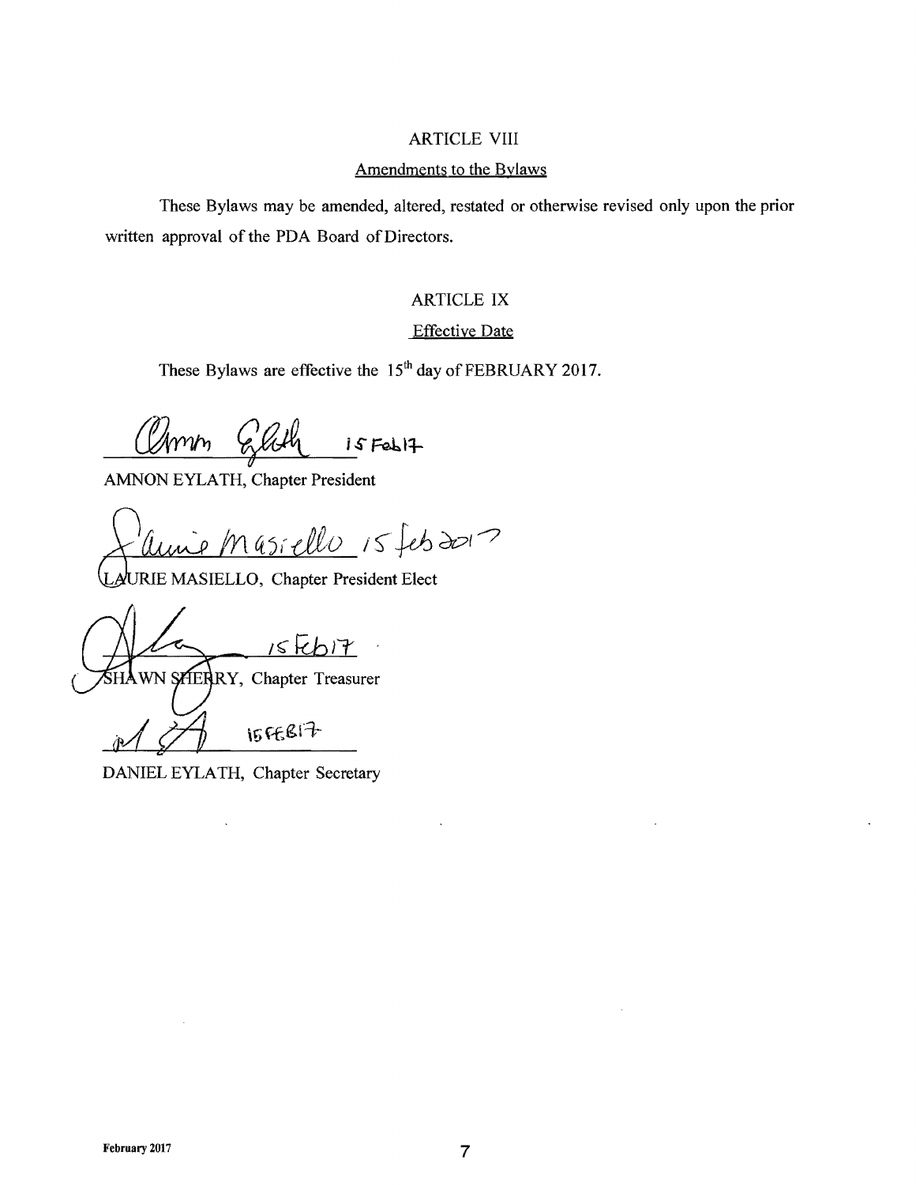ARTICLE VIII

Amendments to the Bylaws

These Bylaws may be amended, altered, restated or otherwise revised only upon the prior written approval of the PDA Board of Directors.

ARTICLE IX

Effective Date

These Bylaws are effective the 15th day of FEBRUARY 2017.

15 Feb17

AMNON EYLATH, Chapter President

15 feb 2017

LAURIE MASIELLO, Chapter President Elect

15 Feb17

SHAWN SHERRY, Chapter Treasurer

15FEB17

DANIEL EYLATH, Chapter Secretary